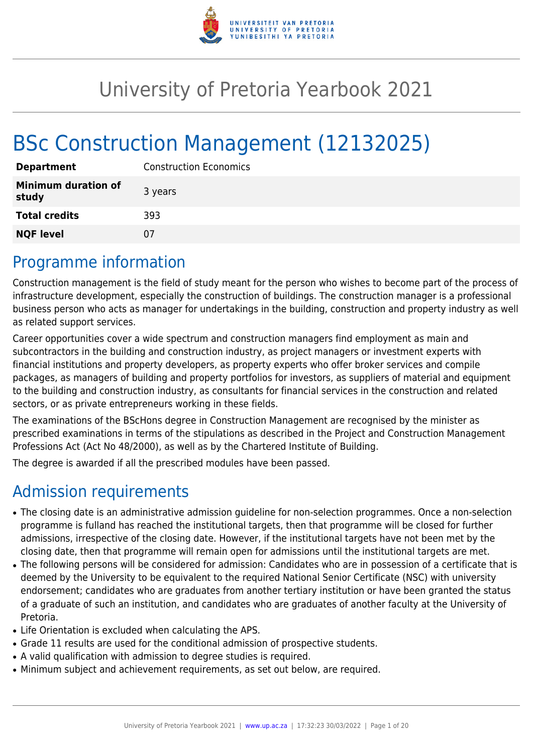# University of Pretoria Yearbook 2021

# BSc Construction Management (12132025)

| | |
|---|---|
| **Department** | Construction Economics |
| **Minimum duration of study** | 3 years |
| **Total credits** | 393 |
| **NQF level** | 07 |

## Programme information

Construction management is the field of study meant for the person who wishes to become part of the process of infrastructure development, especially the construction of buildings. The construction manager is a professional business person who acts as manager for undertakings in the building, construction and property industry as well as related support services.

Career opportunities cover a wide spectrum and construction managers find employment as main and subcontractors in the building and construction industry, as project managers or investment experts with financial institutions and property developers, as property experts who offer broker services and compile packages, as managers of building and property portfolios for investors, as suppliers of material and equipment to the building and construction industry, as consultants for financial services in the construction and related sectors, or as private entrepreneurs working in these fields.

The examinations of the BScHons degree in Construction Management are recognised by the minister as prescribed examinations in terms of the stipulations as described in the Project and Construction Management Professions Act (Act No 48/2000), as well as by the Chartered Institute of Building.

The degree is awarded if all the prescribed modules have been passed.

## Admission requirements

- The closing date is an administrative admission guideline for non-selection programmes. Once a non-selection programme is fulland has reached the institutional targets, then that programme will be closed for further admissions, irrespective of the closing date. However, if the institutional targets have not been met by the closing date, then that programme will remain open for admissions until the institutional targets are met.
- The following persons will be considered for admission: Candidates who are in possession of a certificate that is deemed by the University to be equivalent to the required National Senior Certificate (NSC) with university endorsement; candidates who are graduates from another tertiary institution or have been granted the status of a graduate of such an institution, and candidates who are graduates of another faculty at the University of Pretoria.
- Life Orientation is excluded when calculating the APS.
- Grade 11 results are used for the conditional admission of prospective students.
- A valid qualification with admission to degree studies is required.
- Minimum subject and achievement requirements, as set out below, are required.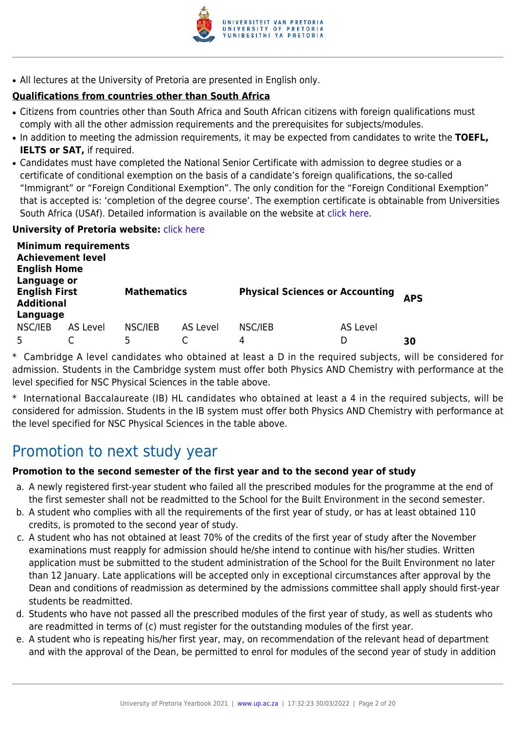- All lectures at the University of Pretoria are presented in English only.

**Qualifications from countries other than South Africa**

- Citizens from countries other than South Africa and South African citizens with foreign qualifications must comply with all the other admission requirements and the prerequisites for subjects/modules.
- In addition to meeting the admission requirements, it may be expected from candidates to write the **TOEFL, IELTS or SAT,** if required.
- Candidates must have completed the National Senior Certificate with admission to degree studies or a certificate of conditional exemption on the basis of a candidate's foreign qualifications, the so-called "Immigrant" or "Foreign Conditional Exemption". The only condition for the "Foreign Conditional Exemption" that is accepted is: 'completion of the degree course'. The exemption certificate is obtainable from Universities South Africa (USAf). Detailed information is available on the website at click here.

**University of Pretoria website:** click here

| **Minimum requirements Achievement level English Home Language or English First Additional Language** | | **Mathematics** | | **Physical Sciences or Accounting** | | **APS** |
|---|---|---|---|---|---|---|
| NSC/IEB | AS Level | NSC/IEB | AS Level | NSC/IEB | AS Level | |
| 5 | C | 5 | C | 4 | D | **30** |

* Cambridge A level candidates who obtained at least a D in the required subjects, will be considered for admission. Students in the Cambridge system must offer both Physics AND Chemistry with performance at the level specified for NSC Physical Sciences in the table above.

* International Baccalaureate (IB) HL candidates who obtained at least a 4 in the required subjects, will be considered for admission. Students in the IB system must offer both Physics AND Chemistry with performance at the level specified for NSC Physical Sciences in the table above.

# Promotion to next study year

**Promotion to the second semester of the first year and to the second year of study**

a. A newly registered first-year student who failed all the prescribed modules for the programme at the end of the first semester shall not be readmitted to the School for the Built Environment in the second semester.
b. A student who complies with all the requirements of the first year of study, or has at least obtained 110 credits, is promoted to the second year of study.
c. A student who has not obtained at least 70% of the credits of the first year of study after the November examinations must reapply for admission should he/she intend to continue with his/her studies. Written application must be submitted to the student administration of the School for the Built Environment no later than 12 January. Late applications will be accepted only in exceptional circumstances after approval by the Dean and conditions of readmission as determined by the admissions committee shall apply should first-year students be readmitted.
d. Students who have not passed all the prescribed modules of the first year of study, as well as students who are readmitted in terms of (c) must register for the outstanding modules of the first year.
e. A student who is repeating his/her first year, may, on recommendation of the relevant head of department and with the approval of the Dean, be permitted to enrol for modules of the second year of study in addition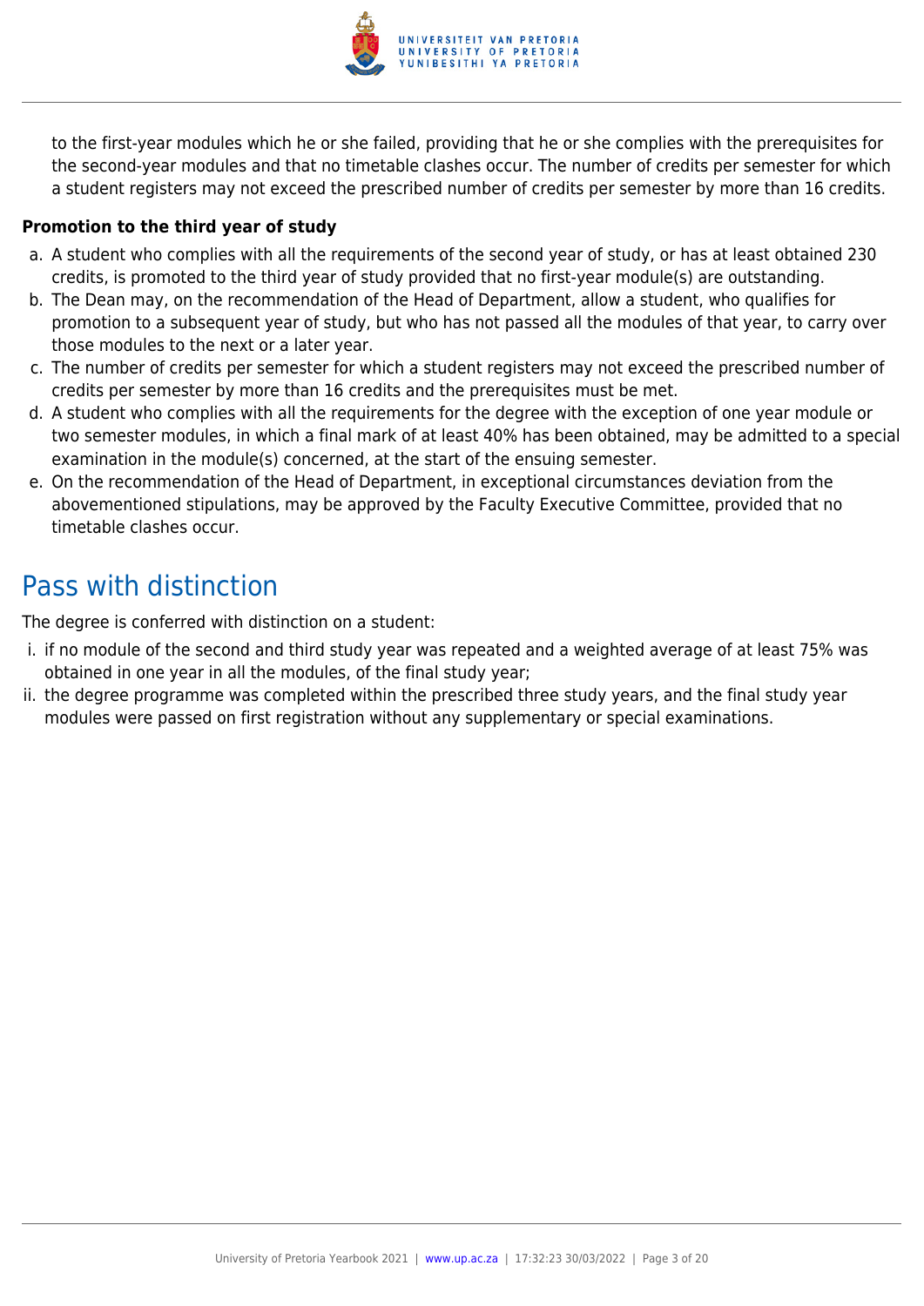to the first-year modules which he or she failed, providing that he or she complies with the prerequisites for the second-year modules and that no timetable clashes occur. The number of credits per semester for which a student registers may not exceed the prescribed number of credits per semester by more than 16 credits.

**Promotion to the third year of study**

a. A student who complies with all the requirements of the second year of study, or has at least obtained 230 credits, is promoted to the third year of study provided that no first-year module(s) are outstanding.
b. The Dean may, on the recommendation of the Head of Department, allow a student, who qualifies for promotion to a subsequent year of study, but who has not passed all the modules of that year, to carry over those modules to the next or a later year.
c. The number of credits per semester for which a student registers may not exceed the prescribed number of credits per semester by more than 16 credits and the prerequisites must be met.
d. A student who complies with all the requirements for the degree with the exception of one year module or two semester modules, in which a final mark of at least 40% has been obtained, may be admitted to a special examination in the module(s) concerned, at the start of the ensuing semester.
e. On the recommendation of the Head of Department, in exceptional circumstances deviation from the abovementioned stipulations, may be approved by the Faculty Executive Committee, provided that no timetable clashes occur.

## Pass with distinction

The degree is conferred with distinction on a student:

i. if no module of the second and third study year was repeated and a weighted average of at least 75% was obtained in one year in all the modules, of the final study year;
ii. the degree programme was completed within the prescribed three study years, and the final study year modules were passed on first registration without any supplementary or special examinations.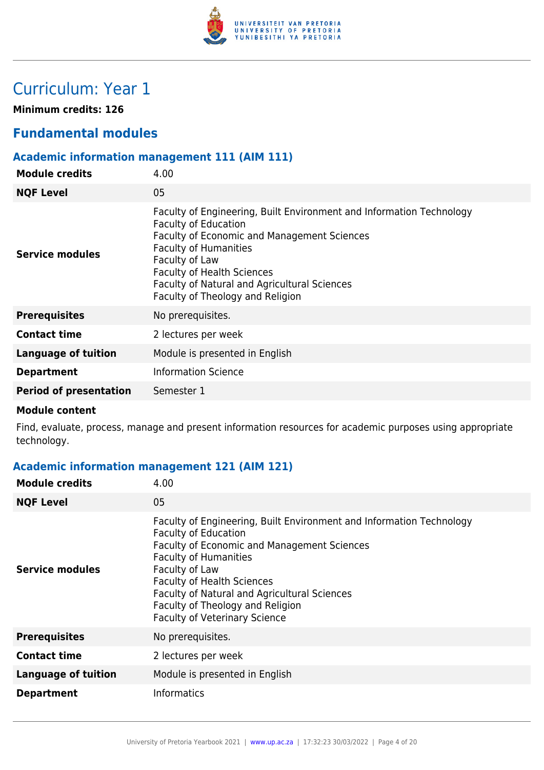# Curriculum: Year 1

**Minimum credits: 126**

## Fundamental modules

### Academic information management 111 (AIM 111)

| | |
|---|---|
| **Module credits** | 4.00 |
| **NQF Level** | 05 |
| **Service modules** | Faculty of Engineering, Built Environment and Information Technology<br>Faculty of Education<br>Faculty of Economic and Management Sciences<br>Faculty of Humanities<br>Faculty of Law<br>Faculty of Health Sciences<br>Faculty of Natural and Agricultural Sciences<br>Faculty of Theology and Religion |
| **Prerequisites** | No prerequisites. |
| **Contact time** | 2 lectures per week |
| **Language of tuition** | Module is presented in English |
| **Department** | Information Science |
| **Period of presentation** | Semester 1 |

**Module content**

Find, evaluate, process, manage and present information resources for academic purposes using appropriate technology.

### Academic information management 121 (AIM 121)

| | |
|---|---|
| **Module credits** | 4.00 |
| **NQF Level** | 05 |
| **Service modules** | Faculty of Engineering, Built Environment and Information Technology<br>Faculty of Education<br>Faculty of Economic and Management Sciences<br>Faculty of Humanities<br>Faculty of Law<br>Faculty of Health Sciences<br>Faculty of Natural and Agricultural Sciences<br>Faculty of Theology and Religion<br>Faculty of Veterinary Science |
| **Prerequisites** | No prerequisites. |
| **Contact time** | 2 lectures per week |
| **Language of tuition** | Module is presented in English |
| **Department** | Informatics |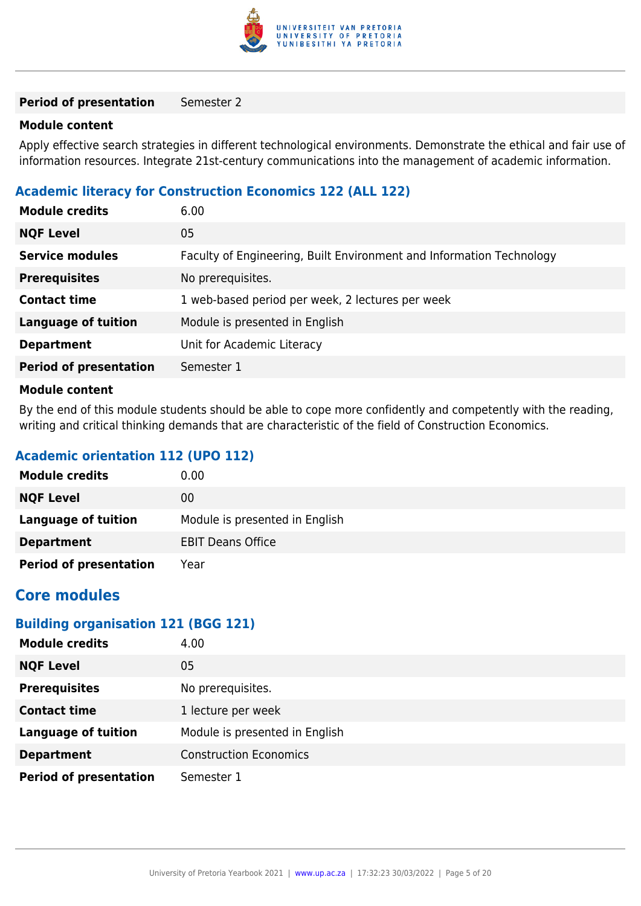| | |
|---|---|
| **Period of presentation** | Semester 2 |

**Module content**

Apply effective search strategies in different technological environments. Demonstrate the ethical and fair use of information resources. Integrate 21st-century communications into the management of academic information.

### Academic literacy for Construction Economics 122 (ALL 122)

| | |
|---|---|
| **Module credits** | 6.00 |
| **NQF Level** | 05 |
| **Service modules** | Faculty of Engineering, Built Environment and Information Technology |
| **Prerequisites** | No prerequisites. |
| **Contact time** | 1 web-based period per week, 2 lectures per week |
| **Language of tuition** | Module is presented in English |
| **Department** | Unit for Academic Literacy |
| **Period of presentation** | Semester 1 |

**Module content**

By the end of this module students should be able to cope more confidently and competently with the reading, writing and critical thinking demands that are characteristic of the field of Construction Economics.

### Academic orientation 112 (UPO 112)

| | |
|---|---|
| **Module credits** | 0.00 |
| **NQF Level** | 00 |
| **Language of tuition** | Module is presented in English |
| **Department** | EBIT Deans Office |
| **Period of presentation** | Year |

## Core modules

### Building organisation 121 (BGG 121)

| | |
|---|---|
| **Module credits** | 4.00 |
| **NQF Level** | 05 |
| **Prerequisites** | No prerequisites. |
| **Contact time** | 1 lecture per week |
| **Language of tuition** | Module is presented in English |
| **Department** | Construction Economics |
| **Period of presentation** | Semester 1 |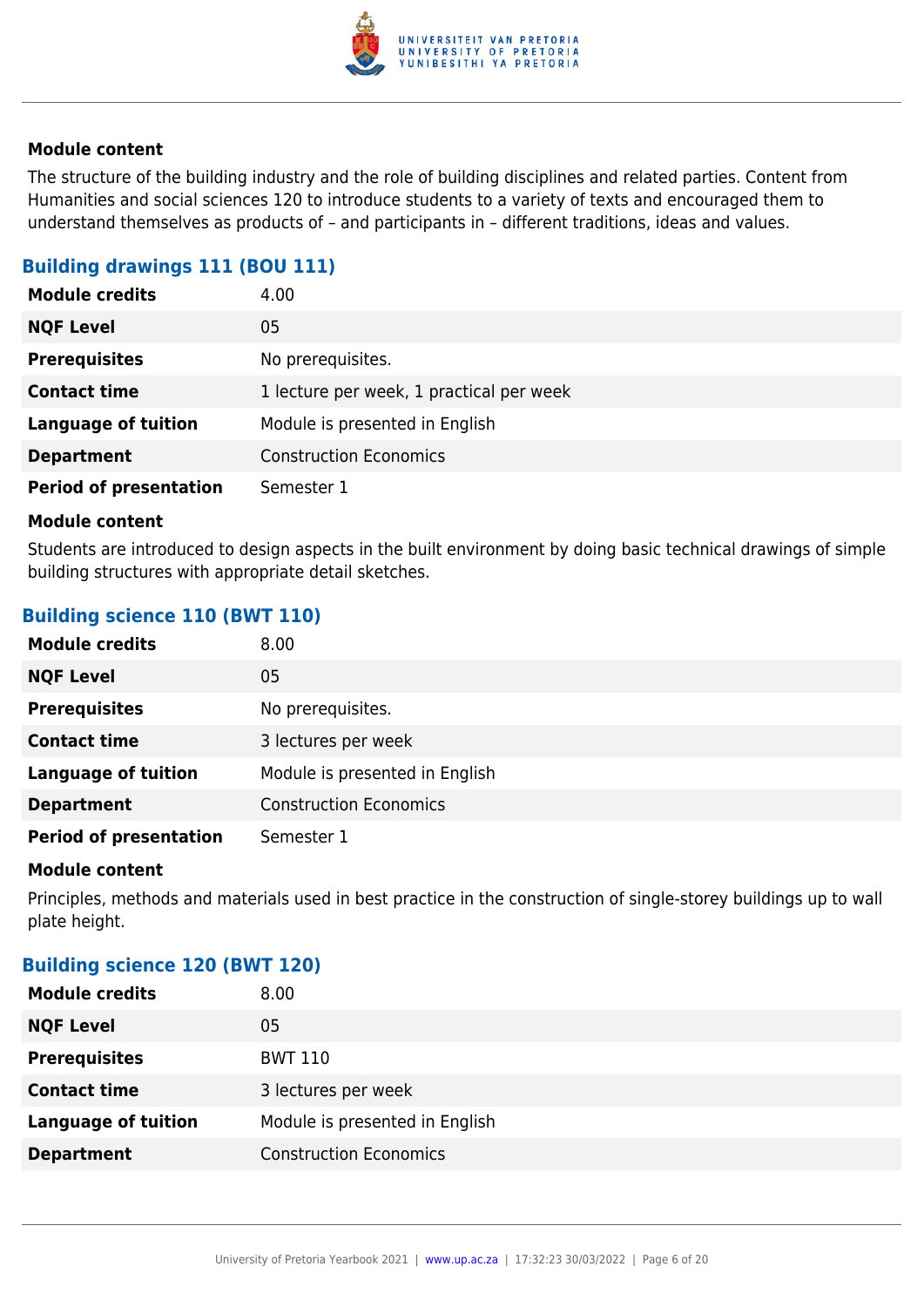#### Module content

The structure of the building industry and the role of building disciplines and related parties. Content from Humanities and social sciences 120 to introduce students to a variety of texts and encouraged them to understand themselves as products of – and participants in – different traditions, ideas and values.

### Building drawings 111 (BOU 111)

| | |
|---|---|
| **Module credits** | 4.00 |
| **NQF Level** | 05 |
| **Prerequisites** | No prerequisites. |
| **Contact time** | 1 lecture per week, 1 practical per week |
| **Language of tuition** | Module is presented in English |
| **Department** | Construction Economics |
| **Period of presentation** | Semester 1 |

#### Module content

Students are introduced to design aspects in the built environment by doing basic technical drawings of simple building structures with appropriate detail sketches.

### Building science 110 (BWT 110)

| | |
|---|---|
| **Module credits** | 8.00 |
| **NQF Level** | 05 |
| **Prerequisites** | No prerequisites. |
| **Contact time** | 3 lectures per week |
| **Language of tuition** | Module is presented in English |
| **Department** | Construction Economics |
| **Period of presentation** | Semester 1 |

#### Module content

Principles, methods and materials used in best practice in the construction of single-storey buildings up to wall plate height.

### Building science 120 (BWT 120)

| | |
|---|---|
| **Module credits** | 8.00 |
| **NQF Level** | 05 |
| **Prerequisites** | BWT 110 |
| **Contact time** | 3 lectures per week |
| **Language of tuition** | Module is presented in English |
| **Department** | Construction Economics |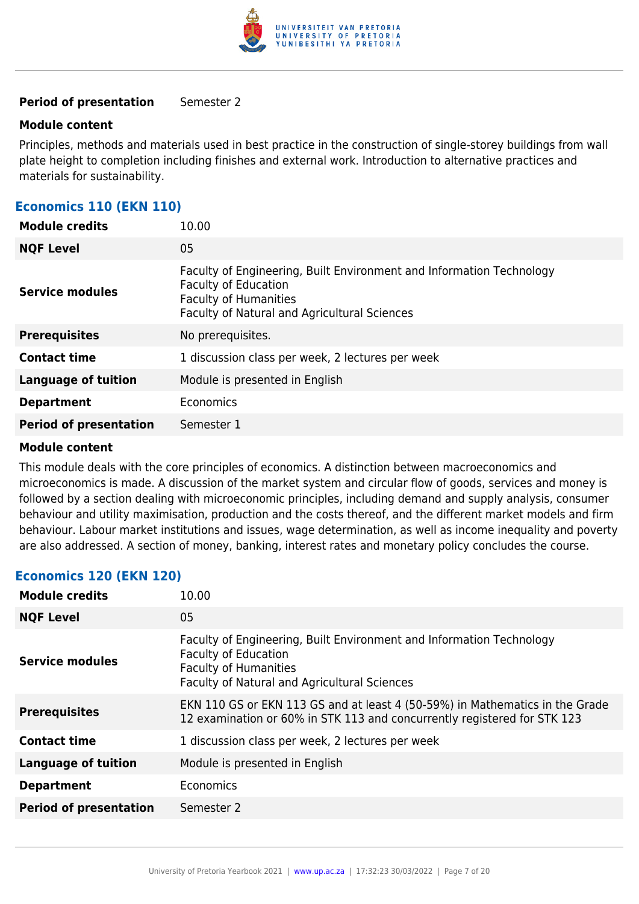| | |
|---|---|
| **Period of presentation** | Semester 2 |

**Module content**

Principles, methods and materials used in best practice in the construction of single-storey buildings from wall plate height to completion including finishes and external work. Introduction to alternative practices and materials for sustainability.

### Economics 110 (EKN 110)

| | |
|---|---|
| **Module credits** | 10.00 |
| **NQF Level** | 05 |
| **Service modules** | Faculty of Engineering, Built Environment and Information Technology<br>Faculty of Education<br>Faculty of Humanities<br>Faculty of Natural and Agricultural Sciences |
| **Prerequisites** | No prerequisites. |
| **Contact time** | 1 discussion class per week, 2 lectures per week |
| **Language of tuition** | Module is presented in English |
| **Department** | Economics |
| **Period of presentation** | Semester 1 |

**Module content**

This module deals with the core principles of economics. A distinction between macroeconomics and microeconomics is made. A discussion of the market system and circular flow of goods, services and money is followed by a section dealing with microeconomic principles, including demand and supply analysis, consumer behaviour and utility maximisation, production and the costs thereof, and the different market models and firm behaviour. Labour market institutions and issues, wage determination, as well as income inequality and poverty are also addressed. A section of money, banking, interest rates and monetary policy concludes the course.

### Economics 120 (EKN 120)

| | |
|---|---|
| **Module credits** | 10.00 |
| **NQF Level** | 05 |
| **Service modules** | Faculty of Engineering, Built Environment and Information Technology<br>Faculty of Education<br>Faculty of Humanities<br>Faculty of Natural and Agricultural Sciences |
| **Prerequisites** | EKN 110 GS or EKN 113 GS and at least 4 (50-59%) in Mathematics in the Grade 12 examination or 60% in STK 113 and concurrently registered for STK 123 |
| **Contact time** | 1 discussion class per week, 2 lectures per week |
| **Language of tuition** | Module is presented in English |
| **Department** | Economics |
| **Period of presentation** | Semester 2 |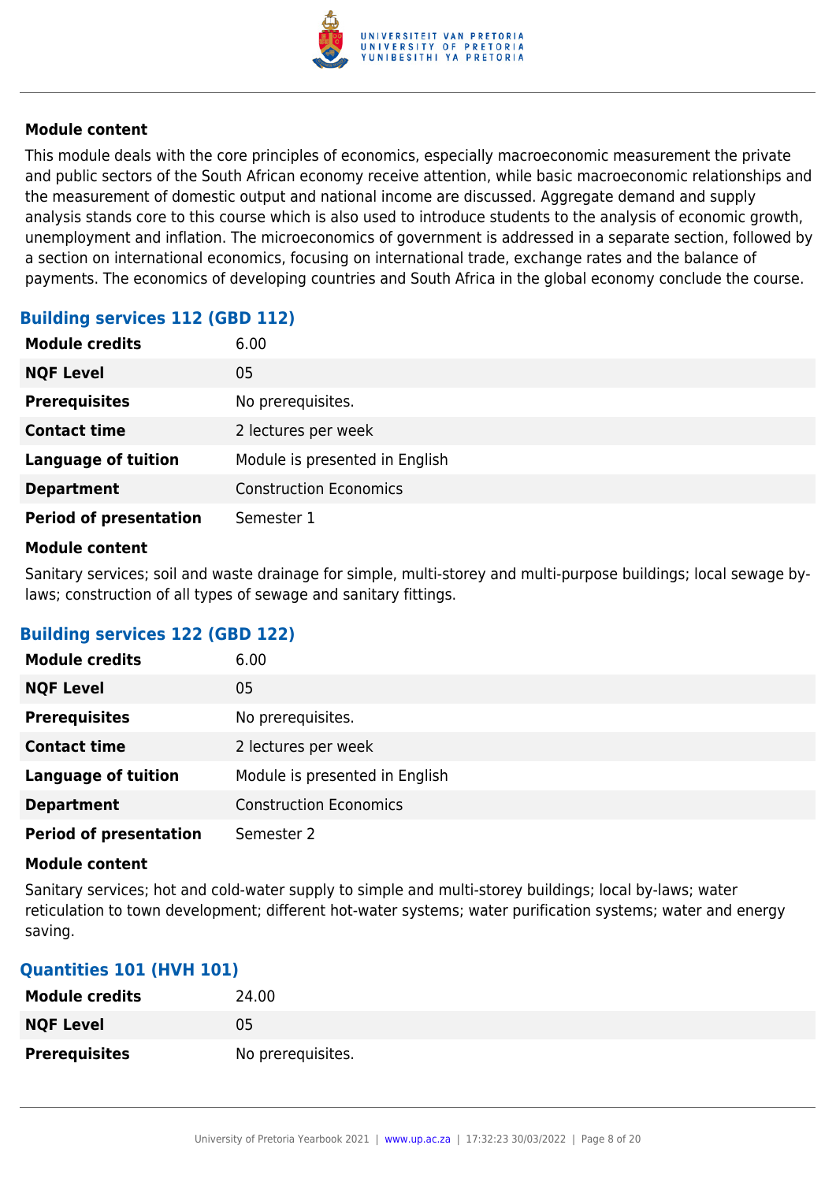#### Module content

This module deals with the core principles of economics, especially macroeconomic measurement the private and public sectors of the South African economy receive attention, while basic macroeconomic relationships and the measurement of domestic output and national income are discussed. Aggregate demand and supply analysis stands core to this course which is also used to introduce students to the analysis of economic growth, unemployment and inflation. The microeconomics of government is addressed in a separate section, followed by a section on international economics, focusing on international trade, exchange rates and the balance of payments. The economics of developing countries and South Africa in the global economy conclude the course.

### Building services 112 (GBD 112)

| | |
|---|---|
| **Module credits** | 6.00 |
| **NQF Level** | 05 |
| **Prerequisites** | No prerequisites. |
| **Contact time** | 2 lectures per week |
| **Language of tuition** | Module is presented in English |
| **Department** | Construction Economics |
| **Period of presentation** | Semester 1 |

#### Module content

Sanitary services; soil and waste drainage for simple, multi-storey and multi-purpose buildings; local sewage by-laws; construction of all types of sewage and sanitary fittings.

### Building services 122 (GBD 122)

| | |
|---|---|
| **Module credits** | 6.00 |
| **NQF Level** | 05 |
| **Prerequisites** | No prerequisites. |
| **Contact time** | 2 lectures per week |
| **Language of tuition** | Module is presented in English |
| **Department** | Construction Economics |
| **Period of presentation** | Semester 2 |

#### Module content

Sanitary services; hot and cold-water supply to simple and multi-storey buildings; local by-laws; water reticulation to town development; different hot-water systems; water purification systems; water and energy saving.

### Quantities 101 (HVH 101)

| | |
|---|---|
| **Module credits** | 24.00 |
| **NQF Level** | 05 |
| **Prerequisites** | No prerequisites. |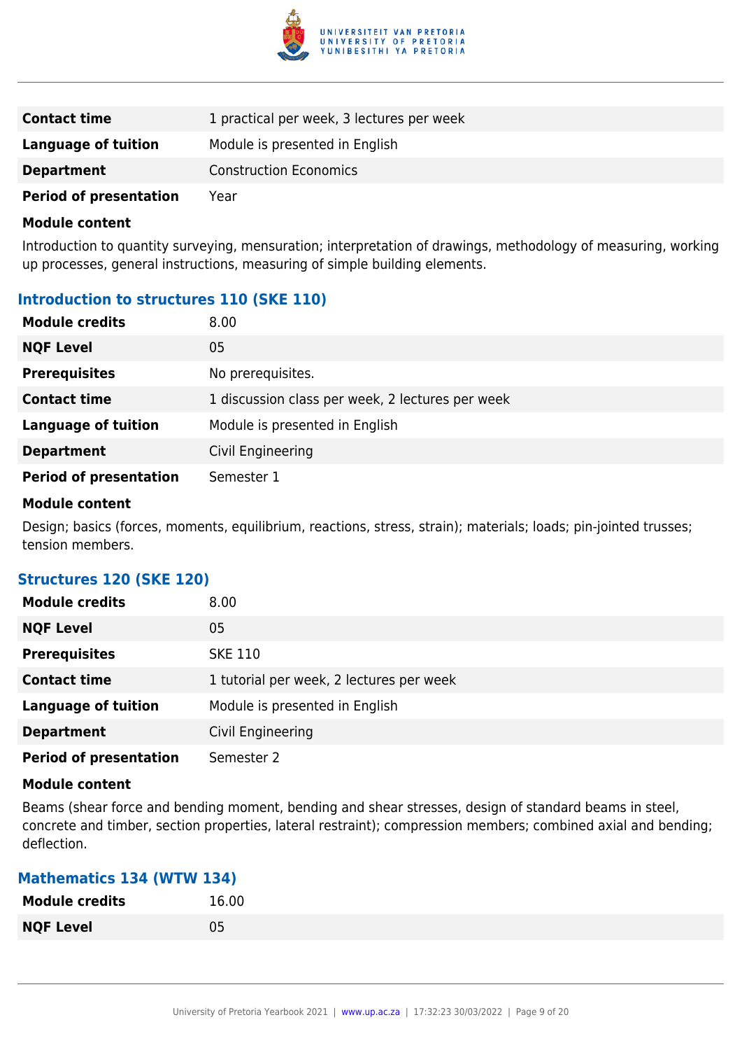| | |
|---|---|
| **Contact time** | 1 practical per week, 3 lectures per week |
| **Language of tuition** | Module is presented in English |
| **Department** | Construction Economics |
| **Period of presentation** | Year |

**Module content**

Introduction to quantity surveying, mensuration; interpretation of drawings, methodology of measuring, working up processes, general instructions, measuring of simple building elements.

### Introduction to structures 110 (SKE 110)

| | |
|---|---|
| **Module credits** | 8.00 |
| **NQF Level** | 05 |
| **Prerequisites** | No prerequisites. |
| **Contact time** | 1 discussion class per week, 2 lectures per week |
| **Language of tuition** | Module is presented in English |
| **Department** | Civil Engineering |
| **Period of presentation** | Semester 1 |

**Module content**

Design; basics (forces, moments, equilibrium, reactions, stress, strain); materials; loads; pin-jointed trusses; tension members.

### Structures 120 (SKE 120)

| | |
|---|---|
| **Module credits** | 8.00 |
| **NQF Level** | 05 |
| **Prerequisites** | SKE 110 |
| **Contact time** | 1 tutorial per week, 2 lectures per week |
| **Language of tuition** | Module is presented in English |
| **Department** | Civil Engineering |
| **Period of presentation** | Semester 2 |

**Module content**

Beams (shear force and bending moment, bending and shear stresses, design of standard beams in steel, concrete and timber, section properties, lateral restraint); compression members; combined axial and bending; deflection.

### Mathematics 134 (WTW 134)

| | |
|---|---|
| **Module credits** | 16.00 |
| **NQF Level** | 05 |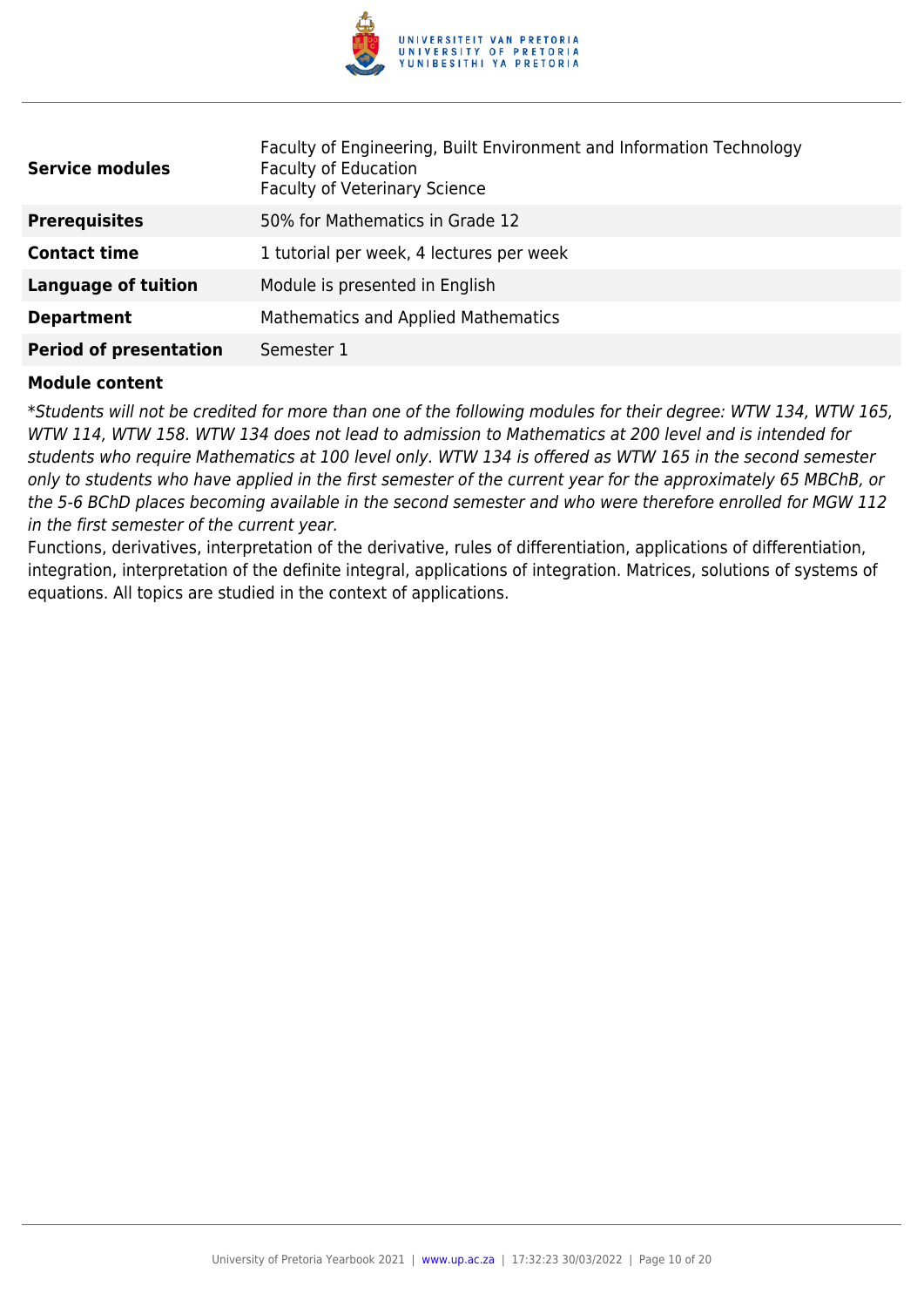| | |
|---|---|
| **Service modules** | Faculty of Engineering, Built Environment and Information Technology<br>Faculty of Education<br>Faculty of Veterinary Science |
| **Prerequisites** | 50% for Mathematics in Grade 12 |
| **Contact time** | 1 tutorial per week, 4 lectures per week |
| **Language of tuition** | Module is presented in English |
| **Department** | Mathematics and Applied Mathematics |
| **Period of presentation** | Semester 1 |

**Module content**

**Students will not be credited for more than one of the following modules for their degree: WTW 134, WTW 165, WTW 114, WTW 158. WTW 134 does not lead to admission to Mathematics at 200 level and is intended for students who require Mathematics at 100 level only. WTW 134 is offered as WTW 165 in the second semester only to students who have applied in the first semester of the current year for the approximately 65 MBChB, or the 5-6 BChD places becoming available in the second semester and who were therefore enrolled for MGW 112 in the first semester of the current year.*

Functions, derivatives, interpretation of the derivative, rules of differentiation, applications of differentiation, integration, interpretation of the definite integral, applications of integration. Matrices, solutions of systems of equations. All topics are studied in the context of applications.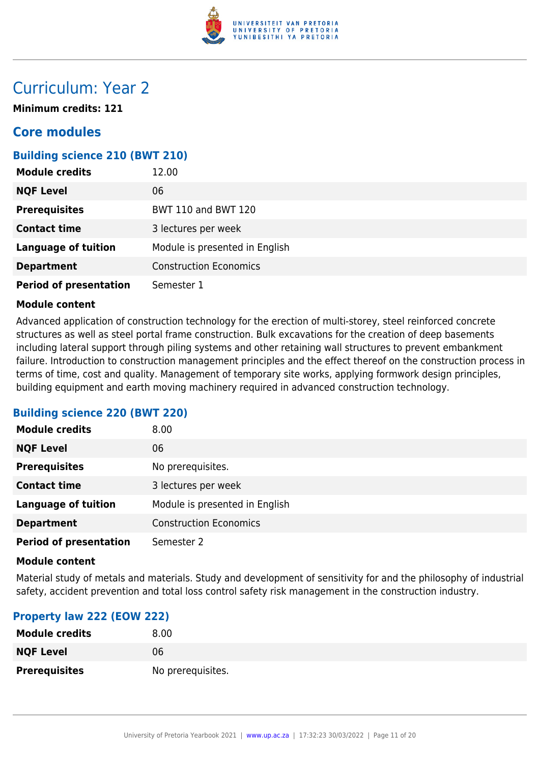# Curriculum: Year 2

**Minimum credits: 121**

## Core modules

### Building science 210 (BWT 210)

| | |
|---|---|
| **Module credits** | 12.00 |
| **NQF Level** | 06 |
| **Prerequisites** | BWT 110 and BWT 120 |
| **Contact time** | 3 lectures per week |
| **Language of tuition** | Module is presented in English |
| **Department** | Construction Economics |
| **Period of presentation** | Semester 1 |

**Module content**

Advanced application of construction technology for the erection of multi-storey, steel reinforced concrete structures as well as steel portal frame construction. Bulk excavations for the creation of deep basements including lateral support through piling systems and other retaining wall structures to prevent embankment failure. Introduction to construction management principles and the effect thereof on the construction process in terms of time, cost and quality. Management of temporary site works, applying formwork design principles, building equipment and earth moving machinery required in advanced construction technology.

### Building science 220 (BWT 220)

| | |
|---|---|
| **Module credits** | 8.00 |
| **NQF Level** | 06 |
| **Prerequisites** | No prerequisites. |
| **Contact time** | 3 lectures per week |
| **Language of tuition** | Module is presented in English |
| **Department** | Construction Economics |
| **Period of presentation** | Semester 2 |

**Module content**

Material study of metals and materials. Study and development of sensitivity for and the philosophy of industrial safety, accident prevention and total loss control safety risk management in the construction industry.

### Property law 222 (EOW 222)

| | |
|---|---|
| **Module credits** | 8.00 |
| **NQF Level** | 06 |
| **Prerequisites** | No prerequisites. |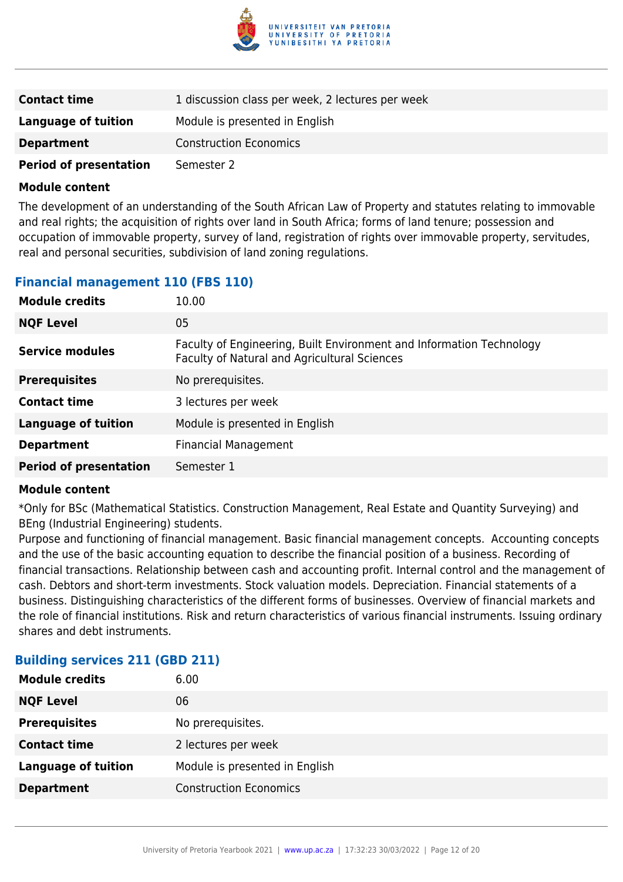| | |
|---|---|
| **Contact time** | 1 discussion class per week, 2 lectures per week |
| **Language of tuition** | Module is presented in English |
| **Department** | Construction Economics |
| **Period of presentation** | Semester 2 |

**Module content**

The development of an understanding of the South African Law of Property and statutes relating to immovable and real rights; the acquisition of rights over land in South Africa; forms of land tenure; possession and occupation of immovable property, survey of land, registration of rights over immovable property, servitudes, real and personal securities, subdivision of land zoning regulations.

### Financial management 110 (FBS 110)

| | |
|---|---|
| **Module credits** | 10.00 |
| **NQF Level** | 05 |
| **Service modules** | Faculty of Engineering, Built Environment and Information Technology<br>Faculty of Natural and Agricultural Sciences |
| **Prerequisites** | No prerequisites. |
| **Contact time** | 3 lectures per week |
| **Language of tuition** | Module is presented in English |
| **Department** | Financial Management |
| **Period of presentation** | Semester 1 |

**Module content**

*Only for BSc (Mathematical Statistics. Construction Management, Real Estate and Quantity Surveying) and BEng (Industrial Engineering) students.
Purpose and functioning of financial management. Basic financial management concepts. Accounting concepts and the use of the basic accounting equation to describe the financial position of a business. Recording of financial transactions. Relationship between cash and accounting profit. Internal control and the management of cash. Debtors and short-term investments. Stock valuation models. Depreciation. Financial statements of a business. Distinguishing characteristics of the different forms of businesses. Overview of financial markets and the role of financial institutions. Risk and return characteristics of various financial instruments. Issuing ordinary shares and debt instruments.

### Building services 211 (GBD 211)

| | |
|---|---|
| **Module credits** | 6.00 |
| **NQF Level** | 06 |
| **Prerequisites** | No prerequisites. |
| **Contact time** | 2 lectures per week |
| **Language of tuition** | Module is presented in English |
| **Department** | Construction Economics |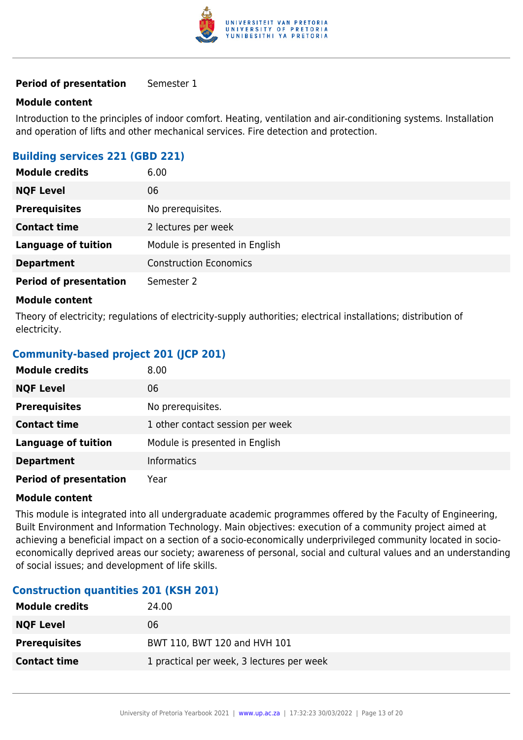| | |
|---|---|
| **Period of presentation** | Semester 1 |

**Module content**

Introduction to the principles of indoor comfort. Heating, ventilation and air-conditioning systems. Installation and operation of lifts and other mechanical services. Fire detection and protection.

### Building services 221 (GBD 221)

| | |
|---|---|
| **Module credits** | 6.00 |
| **NQF Level** | 06 |
| **Prerequisites** | No prerequisites. |
| **Contact time** | 2 lectures per week |
| **Language of tuition** | Module is presented in English |
| **Department** | Construction Economics |
| **Period of presentation** | Semester 2 |

**Module content**

Theory of electricity; regulations of electricity-supply authorities; electrical installations; distribution of electricity.

### Community-based project 201 (JCP 201)

| | |
|---|---|
| **Module credits** | 8.00 |
| **NQF Level** | 06 |
| **Prerequisites** | No prerequisites. |
| **Contact time** | 1 other contact session per week |
| **Language of tuition** | Module is presented in English |
| **Department** | Informatics |
| **Period of presentation** | Year |

**Module content**

This module is integrated into all undergraduate academic programmes offered by the Faculty of Engineering, Built Environment and Information Technology. Main objectives: execution of a community project aimed at achieving a beneficial impact on a section of a socio-economically underprivileged community located in socio-economically deprived areas our society; awareness of personal, social and cultural values and an understanding of social issues; and development of life skills.

### Construction quantities 201 (KSH 201)

| | |
|---|---|
| **Module credits** | 24.00 |
| **NQF Level** | 06 |
| **Prerequisites** | BWT 110, BWT 120 and HVH 101 |
| **Contact time** | 1 practical per week, 3 lectures per week |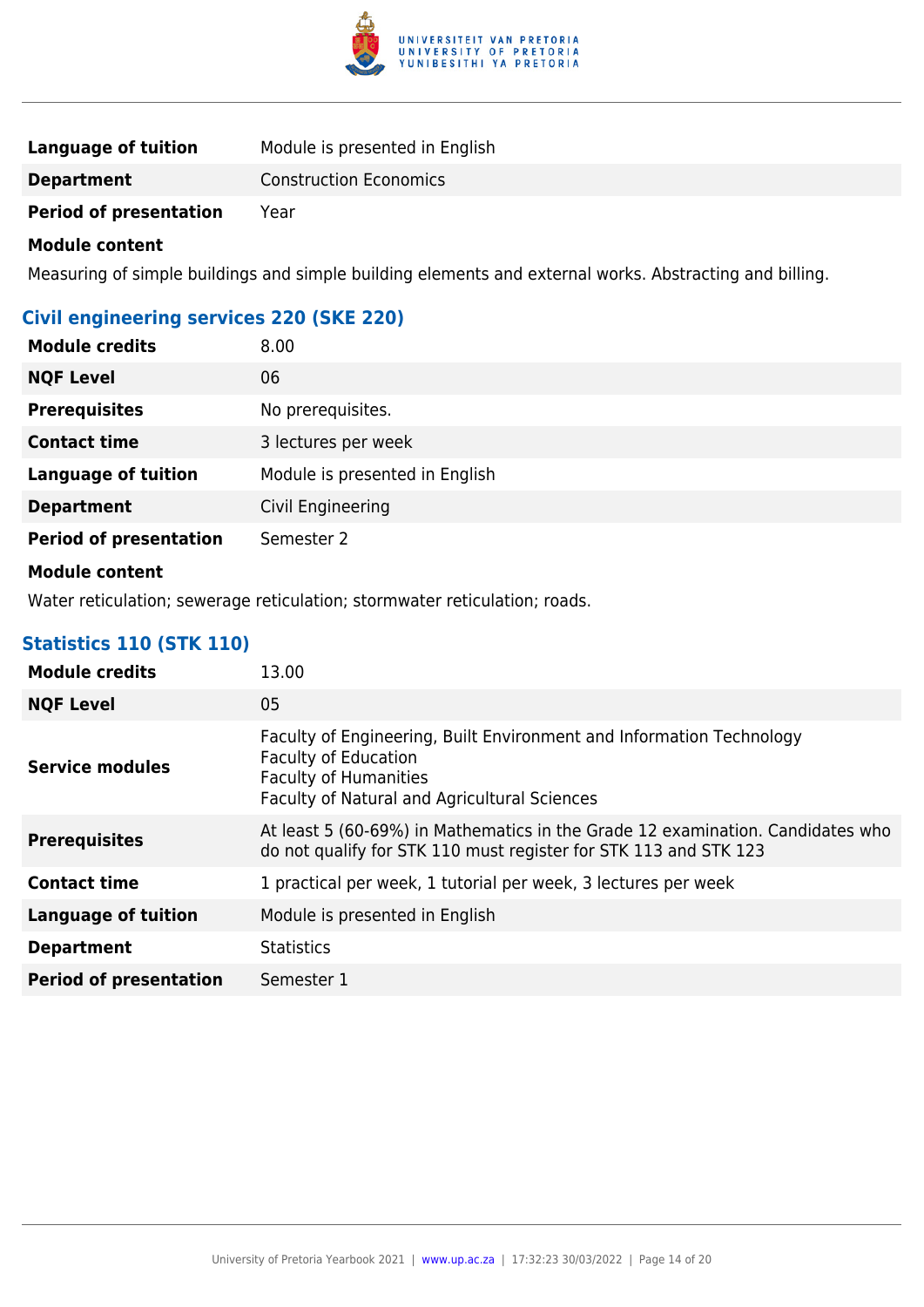| | |
|---|---|
| **Language of tuition** | Module is presented in English |
| **Department** | Construction Economics |
| **Period of presentation** | Year |

**Module content**

Measuring of simple buildings and simple building elements and external works. Abstracting and billing.

### Civil engineering services 220 (SKE 220)

| | |
|---|---|
| **Module credits** | 8.00 |
| **NQF Level** | 06 |
| **Prerequisites** | No prerequisites. |
| **Contact time** | 3 lectures per week |
| **Language of tuition** | Module is presented in English |
| **Department** | Civil Engineering |
| **Period of presentation** | Semester 2 |

**Module content**

Water reticulation; sewerage reticulation; stormwater reticulation; roads.

### Statistics 110 (STK 110)

| | |
|---|---|
| **Module credits** | 13.00 |
| **NQF Level** | 05 |
| **Service modules** | Faculty of Engineering, Built Environment and Information Technology<br>Faculty of Education<br>Faculty of Humanities<br>Faculty of Natural and Agricultural Sciences |
| **Prerequisites** | At least 5 (60-69%) in Mathematics in the Grade 12 examination. Candidates who do not qualify for STK 110 must register for STK 113 and STK 123 |
| **Contact time** | 1 practical per week, 1 tutorial per week, 3 lectures per week |
| **Language of tuition** | Module is presented in English |
| **Department** | Statistics |
| **Period of presentation** | Semester 1 |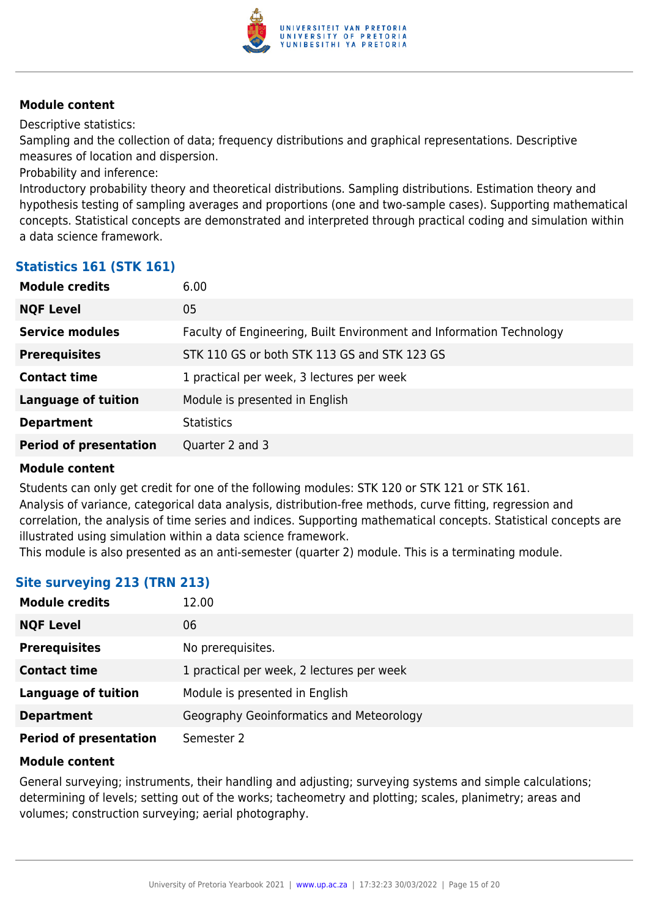#### Module content

Descriptive statistics:
Sampling and the collection of data; frequency distributions and graphical representations. Descriptive measures of location and dispersion.
Probability and inference:
Introductory probability theory and theoretical distributions. Sampling distributions. Estimation theory and hypothesis testing of sampling averages and proportions (one and two-sample cases). Supporting mathematical concepts. Statistical concepts are demonstrated and interpreted through practical coding and simulation within a data science framework.

### Statistics 161 (STK 161)

| | |
|---|---|
| **Module credits** | 6.00 |
| **NQF Level** | 05 |
| **Service modules** | Faculty of Engineering, Built Environment and Information Technology |
| **Prerequisites** | STK 110 GS or both STK 113 GS and STK 123 GS |
| **Contact time** | 1 practical per week, 3 lectures per week |
| **Language of tuition** | Module is presented in English |
| **Department** | Statistics |
| **Period of presentation** | Quarter 2 and 3 |

#### Module content

Students can only get credit for one of the following modules: STK 120 or STK 121 or STK 161.
Analysis of variance, categorical data analysis, distribution-free methods, curve fitting, regression and correlation, the analysis of time series and indices. Supporting mathematical concepts. Statistical concepts are illustrated using simulation within a data science framework.
This module is also presented as an anti-semester (quarter 2) module. This is a terminating module.

### Site surveying 213 (TRN 213)

| | |
|---|---|
| **Module credits** | 12.00 |
| **NQF Level** | 06 |
| **Prerequisites** | No prerequisites. |
| **Contact time** | 1 practical per week, 2 lectures per week |
| **Language of tuition** | Module is presented in English |
| **Department** | Geography Geoinformatics and Meteorology |
| **Period of presentation** | Semester 2 |

#### Module content

General surveying; instruments, their handling and adjusting; surveying systems and simple calculations; determining of levels; setting out of the works; tacheometry and plotting; scales, planimetry; areas and volumes; construction surveying; aerial photography.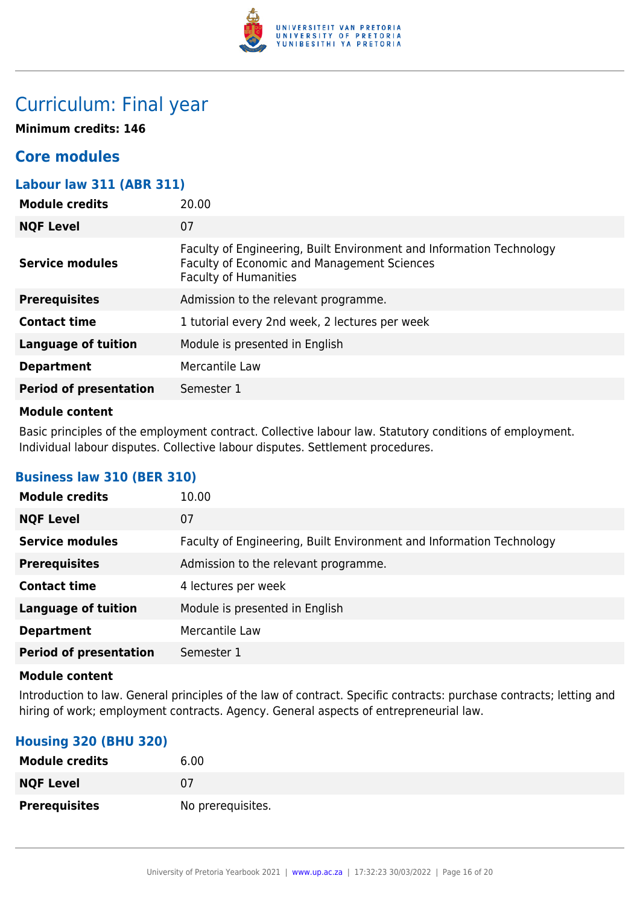# Curriculum: Final year

**Minimum credits: 146**

## Core modules

### Labour law 311 (ABR 311)

| | |
|---|---|
| **Module credits** | 20.00 |
| **NQF Level** | 07 |
| **Service modules** | Faculty of Engineering, Built Environment and Information Technology<br>Faculty of Economic and Management Sciences<br>Faculty of Humanities |
| **Prerequisites** | Admission to the relevant programme. |
| **Contact time** | 1 tutorial every 2nd week, 2 lectures per week |
| **Language of tuition** | Module is presented in English |
| **Department** | Mercantile Law |
| **Period of presentation** | Semester 1 |

**Module content**

Basic principles of the employment contract. Collective labour law. Statutory conditions of employment. Individual labour disputes. Collective labour disputes. Settlement procedures.

### Business law 310 (BER 310)

| | |
|---|---|
| **Module credits** | 10.00 |
| **NQF Level** | 07 |
| **Service modules** | Faculty of Engineering, Built Environment and Information Technology |
| **Prerequisites** | Admission to the relevant programme. |
| **Contact time** | 4 lectures per week |
| **Language of tuition** | Module is presented in English |
| **Department** | Mercantile Law |
| **Period of presentation** | Semester 1 |

**Module content**

Introduction to law. General principles of the law of contract. Specific contracts: purchase contracts; letting and hiring of work; employment contracts. Agency. General aspects of entrepreneurial law.

### Housing 320 (BHU 320)

| | |
|---|---|
| **Module credits** | 6.00 |
| **NQF Level** | 07 |
| **Prerequisites** | No prerequisites. |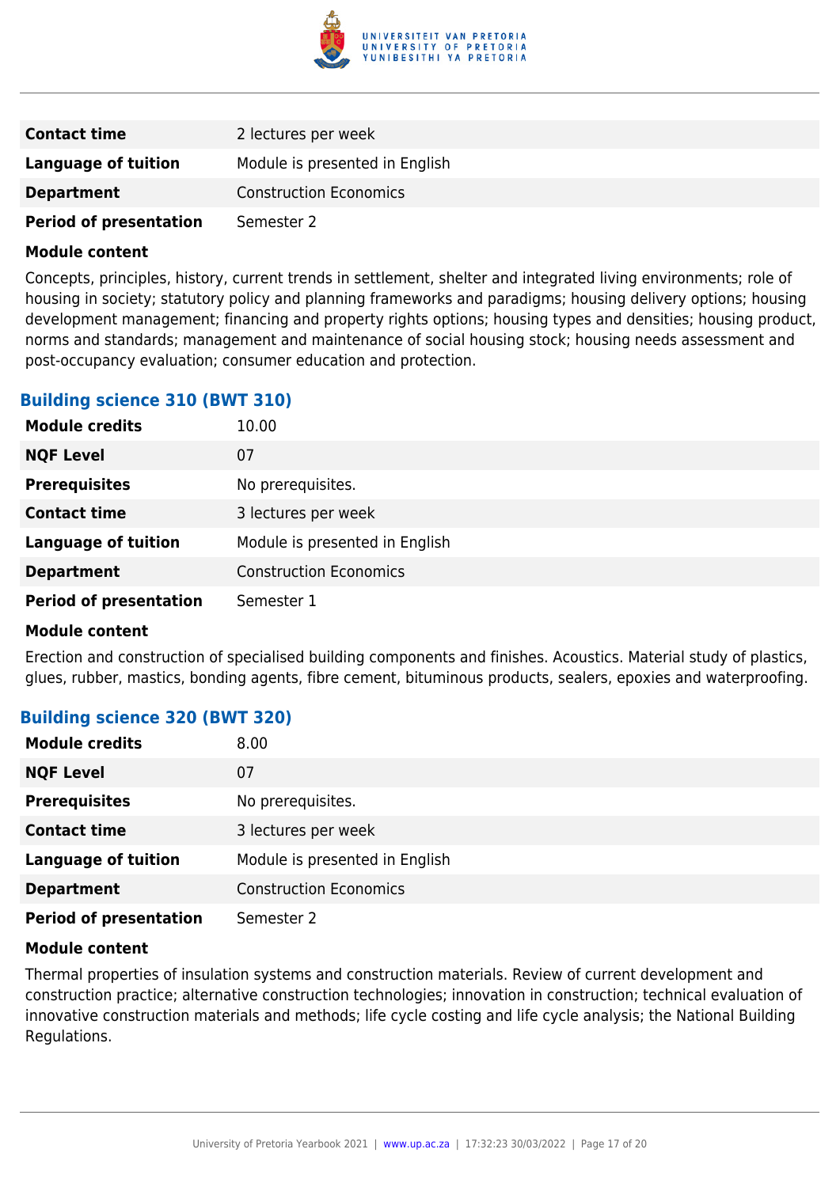| | |
|---|---|
| **Contact time** | 2 lectures per week |
| **Language of tuition** | Module is presented in English |
| **Department** | Construction Economics |
| **Period of presentation** | Semester 2 |

**Module content**

Concepts, principles, history, current trends in settlement, shelter and integrated living environments; role of housing in society; statutory policy and planning frameworks and paradigms; housing delivery options; housing development management; financing and property rights options; housing types and densities; housing product, norms and standards; management and maintenance of social housing stock; housing needs assessment and post-occupancy evaluation; consumer education and protection.

### Building science 310 (BWT 310)

| | |
|---|---|
| **Module credits** | 10.00 |
| **NQF Level** | 07 |
| **Prerequisites** | No prerequisites. |
| **Contact time** | 3 lectures per week |
| **Language of tuition** | Module is presented in English |
| **Department** | Construction Economics |
| **Period of presentation** | Semester 1 |

**Module content**

Erection and construction of specialised building components and finishes. Acoustics. Material study of plastics, glues, rubber, mastics, bonding agents, fibre cement, bituminous products, sealers, epoxies and waterproofing.

### Building science 320 (BWT 320)

| | |
|---|---|
| **Module credits** | 8.00 |
| **NQF Level** | 07 |
| **Prerequisites** | No prerequisites. |
| **Contact time** | 3 lectures per week |
| **Language of tuition** | Module is presented in English |
| **Department** | Construction Economics |
| **Period of presentation** | Semester 2 |

**Module content**

Thermal properties of insulation systems and construction materials. Review of current development and construction practice; alternative construction technologies; innovation in construction; technical evaluation of innovative construction materials and methods; life cycle costing and life cycle analysis; the National Building Regulations.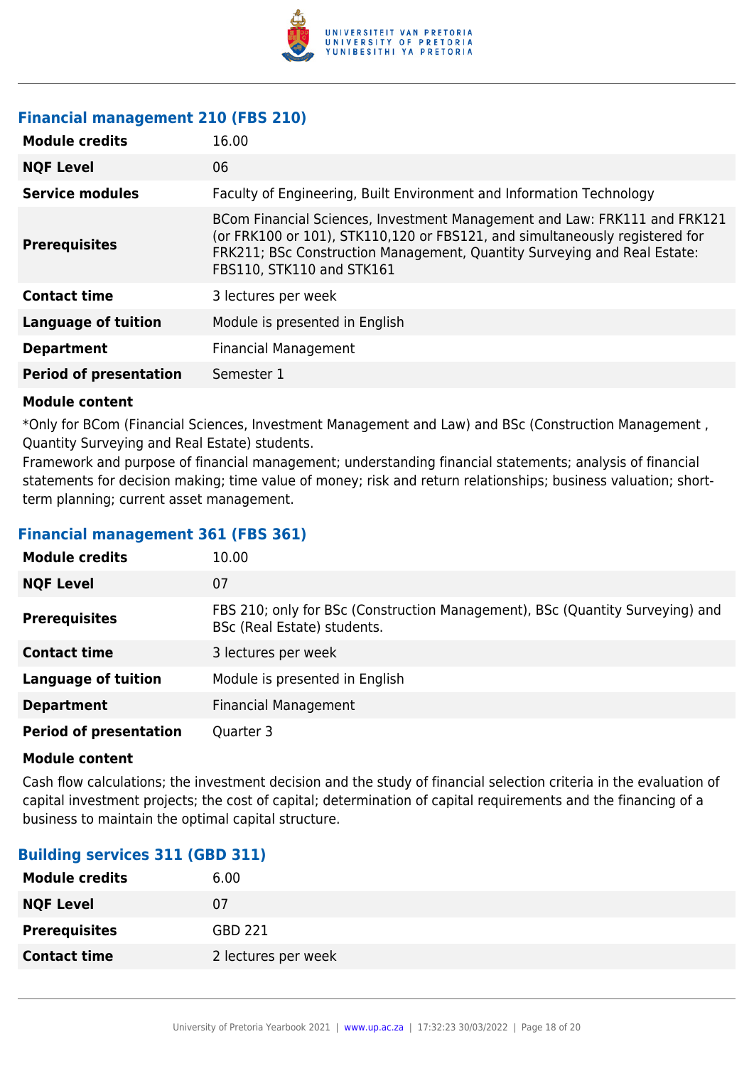### Financial management 210 (FBS 210)

| | |
|---|---|
| **Module credits** | 16.00 |
| **NQF Level** | 06 |
| **Service modules** | Faculty of Engineering, Built Environment and Information Technology |
| **Prerequisites** | BCom Financial Sciences, Investment Management and Law: FRK111 and FRK121 (or FRK100 or 101), STK110,120 or FBS121, and simultaneously registered for FRK211; BSc Construction Management, Quantity Surveying and Real Estate: FBS110, STK110 and STK161 |
| **Contact time** | 3 lectures per week |
| **Language of tuition** | Module is presented in English |
| **Department** | Financial Management |
| **Period of presentation** | Semester 1 |

**Module content**

*Only for BCom (Financial Sciences, Investment Management and Law) and BSc (Construction Management , Quantity Surveying and Real Estate) students.
Framework and purpose of financial management; understanding financial statements; analysis of financial statements for decision making; time value of money; risk and return relationships; business valuation; short-term planning; current asset management.

### Financial management 361 (FBS 361)

| | |
|---|---|
| **Module credits** | 10.00 |
| **NQF Level** | 07 |
| **Prerequisites** | FBS 210; only for BSc (Construction Management), BSc (Quantity Surveying) and BSc (Real Estate) students. |
| **Contact time** | 3 lectures per week |
| **Language of tuition** | Module is presented in English |
| **Department** | Financial Management |
| **Period of presentation** | Quarter 3 |

**Module content**

Cash flow calculations; the investment decision and the study of financial selection criteria in the evaluation of capital investment projects; the cost of capital; determination of capital requirements and the financing of a business to maintain the optimal capital structure.

### Building services 311 (GBD 311)

| | |
|---|---|
| **Module credits** | 6.00 |
| **NQF Level** | 07 |
| **Prerequisites** | GBD 221 |
| **Contact time** | 2 lectures per week |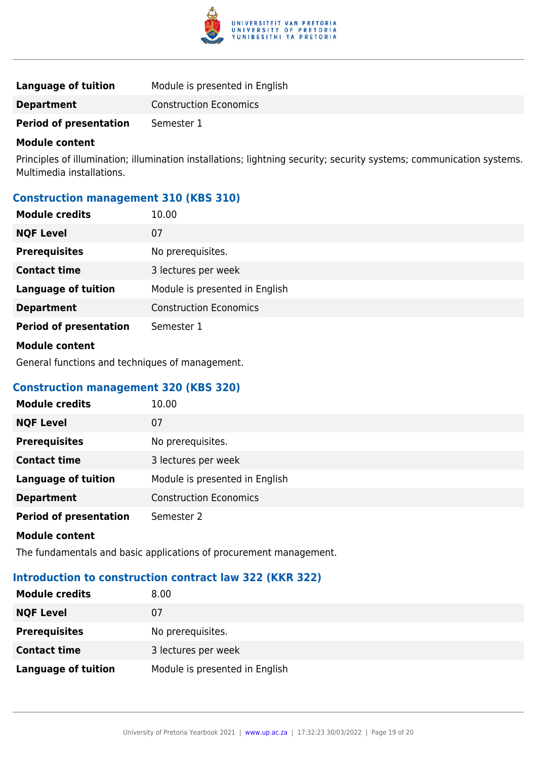| | |
|---|---|
| **Language of tuition** | Module is presented in English |
| **Department** | Construction Economics |
| **Period of presentation** | Semester 1 |

**Module content**

Principles of illumination; illumination installations; lightning security; security systems; communication systems. Multimedia installations.

### Construction management 310 (KBS 310)

| | |
|---|---|
| **Module credits** | 10.00 |
| **NQF Level** | 07 |
| **Prerequisites** | No prerequisites. |
| **Contact time** | 3 lectures per week |
| **Language of tuition** | Module is presented in English |
| **Department** | Construction Economics |
| **Period of presentation** | Semester 1 |

**Module content**

General functions and techniques of management.

### Construction management 320 (KBS 320)

| | |
|---|---|
| **Module credits** | 10.00 |
| **NQF Level** | 07 |
| **Prerequisites** | No prerequisites. |
| **Contact time** | 3 lectures per week |
| **Language of tuition** | Module is presented in English |
| **Department** | Construction Economics |
| **Period of presentation** | Semester 2 |

**Module content**

The fundamentals and basic applications of procurement management.

### Introduction to construction contract law 322 (KKR 322)

| | |
|---|---|
| **Module credits** | 8.00 |
| **NQF Level** | 07 |
| **Prerequisites** | No prerequisites. |
| **Contact time** | 3 lectures per week |
| **Language of tuition** | Module is presented in English |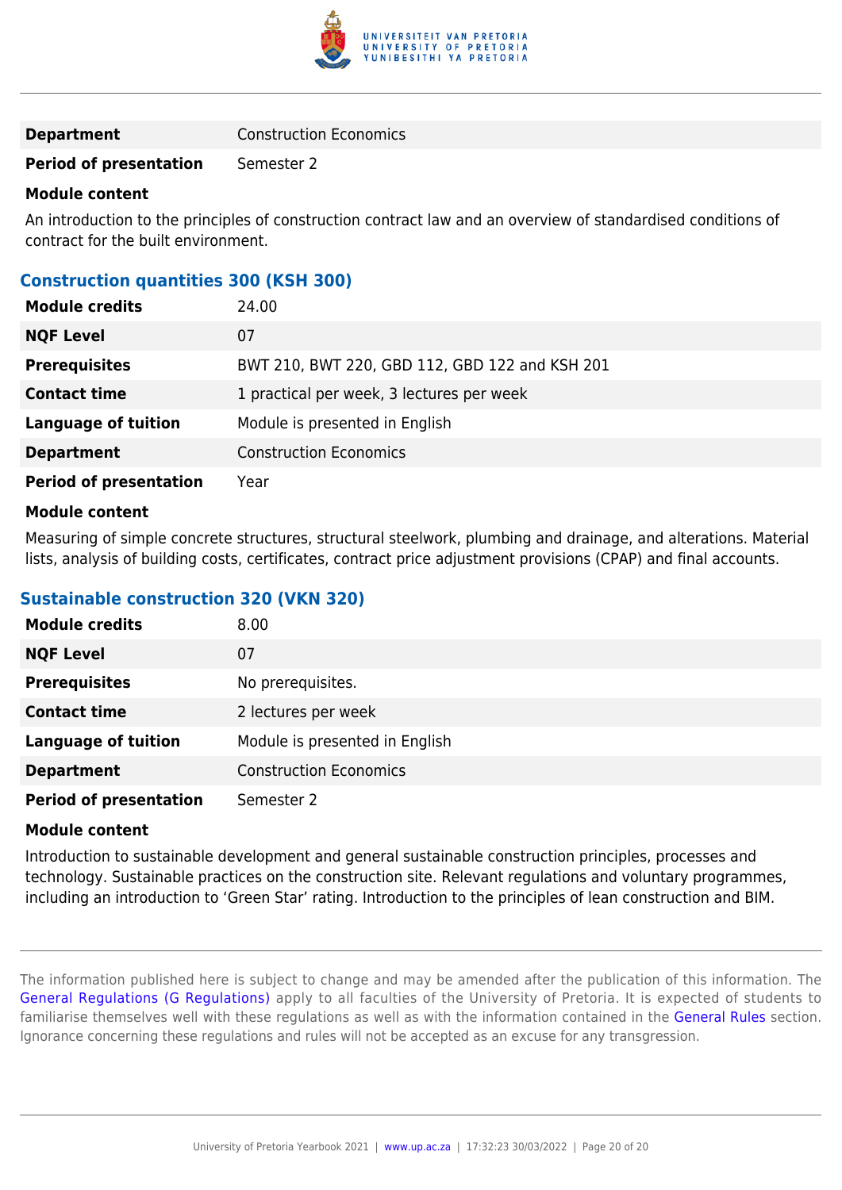| | |
|---|---|
| **Department** | Construction Economics |
| **Period of presentation** | Semester 2 |

**Module content**

An introduction to the principles of construction contract law and an overview of standardised conditions of contract for the built environment.

### Construction quantities 300 (KSH 300)

| | |
|---|---|
| **Module credits** | 24.00 |
| **NQF Level** | 07 |
| **Prerequisites** | BWT 210, BWT 220, GBD 112, GBD 122 and KSH 201 |
| **Contact time** | 1 practical per week, 3 lectures per week |
| **Language of tuition** | Module is presented in English |
| **Department** | Construction Economics |
| **Period of presentation** | Year |

**Module content**

Measuring of simple concrete structures, structural steelwork, plumbing and drainage, and alterations. Material lists, analysis of building costs, certificates, contract price adjustment provisions (CPAP) and final accounts.

### Sustainable construction 320 (VKN 320)

| | |
|---|---|
| **Module credits** | 8.00 |
| **NQF Level** | 07 |
| **Prerequisites** | No prerequisites. |
| **Contact time** | 2 lectures per week |
| **Language of tuition** | Module is presented in English |
| **Department** | Construction Economics |
| **Period of presentation** | Semester 2 |

**Module content**

Introduction to sustainable development and general sustainable construction principles, processes and technology. Sustainable practices on the construction site. Relevant regulations and voluntary programmes, including an introduction to 'Green Star' rating. Introduction to the principles of lean construction and BIM.

The information published here is subject to change and may be amended after the publication of this information. The General Regulations (G Regulations) apply to all faculties of the University of Pretoria. It is expected of students to familiarise themselves well with these regulations as well as with the information contained in the General Rules section. Ignorance concerning these regulations and rules will not be accepted as an excuse for any transgression.